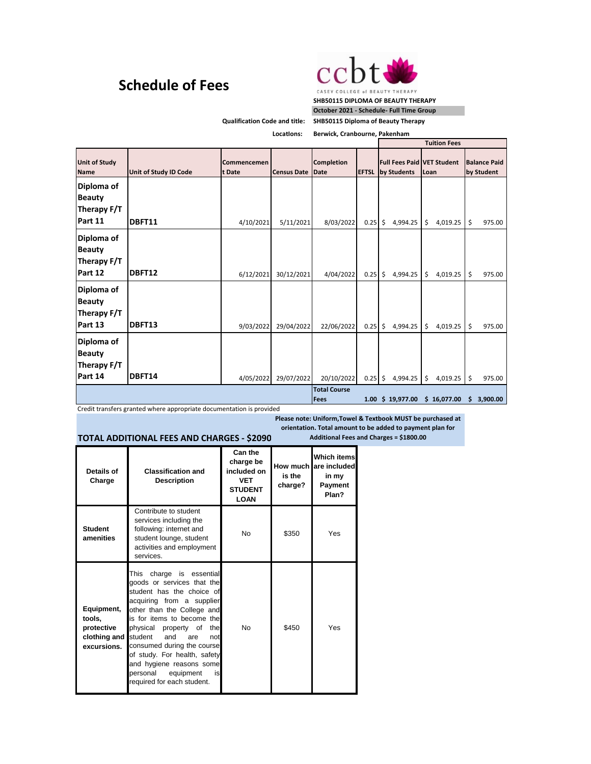# Schedule of Fees

CASEY COLLEGE of BEAUTY THERAPY

**SHB50115 DIPLOMA OF BEAUTY THERAPY**

**October 2021 - Schedule- Full Time Group**

**Qualification Code and title:** SHB50115 Diploma of Beauty Therapy

**Locations:** Berwick, Cranbourne, Pakenham

| Unit of Study Name | Unit of Study ID Code | Commencement Date | Census Date | Completion Date | EFTSL | Tuition Fees: Full Fees Paid by Students | Tuition Fees: VET Student Loan | Tuition Fees: Balance Paid by Student |
|---|---|---|---|---|---|---|---|---|
| **Diploma of Beauty Therapy F/T Part 11** | **DBFT11** | 4/10/2021 | 5/11/2021 | 8/03/2022 | 0.25 | $ 4,994.25 | $ 4,019.25 | $ 975.00 |
| **Diploma of Beauty Therapy F/T Part 12** | **DBFT12** | 6/12/2021 | 30/12/2021 | 4/04/2022 | 0.25 | $ 4,994.25 | $ 4,019.25 | $ 975.00 |
| **Diploma of Beauty Therapy F/T Part 13** | **DBFT13** | 9/03/2022 | 29/04/2022 | 22/06/2022 | 0.25 | $ 4,994.25 | $ 4,019.25 | $ 975.00 |
| **Diploma of Beauty Therapy F/T Part 14** | **DBFT14** | 4/05/2022 | 29/07/2022 | 20/10/2022 | 0.25 | $ 4,994.25 | $ 4,019.25 | $ 975.00 |
| | | | | **Total Course Fees** | **1.00** | **$ 19,977.00** | **$ 16,077.00** | **$ 3,900.00** |

Credit transfers granted where appropriate documentation is provided

**Please note: Uniform,Towel & Textbook MUST be purchased at orientation. Total amount to be added to payment plan for Additional Fees and Charges = $1800.00**

## TOTAL ADDITIONAL FEES AND CHARGES - $2090

| Details of Charge | Classification and Description | Can the charge be included on VET STUDENT LOAN | How much is the charge? | Which items are included in my Payment Plan? |
|---|---|---|---|---|
| **Student amenities** | Contribute to student services including the following: internet and student lounge, student activities and employment services. | No | $350 | Yes |
| **Equipment, tools, protective clothing and excursions.** | This charge is essential goods or services that the student has the choice of acquiring from a supplier other than the College and is for items to become the physical property of the student and are not consumed during the course of study. For health, safety and hygiene reasons some personal equipment is required for each student. | No | $450 | Yes |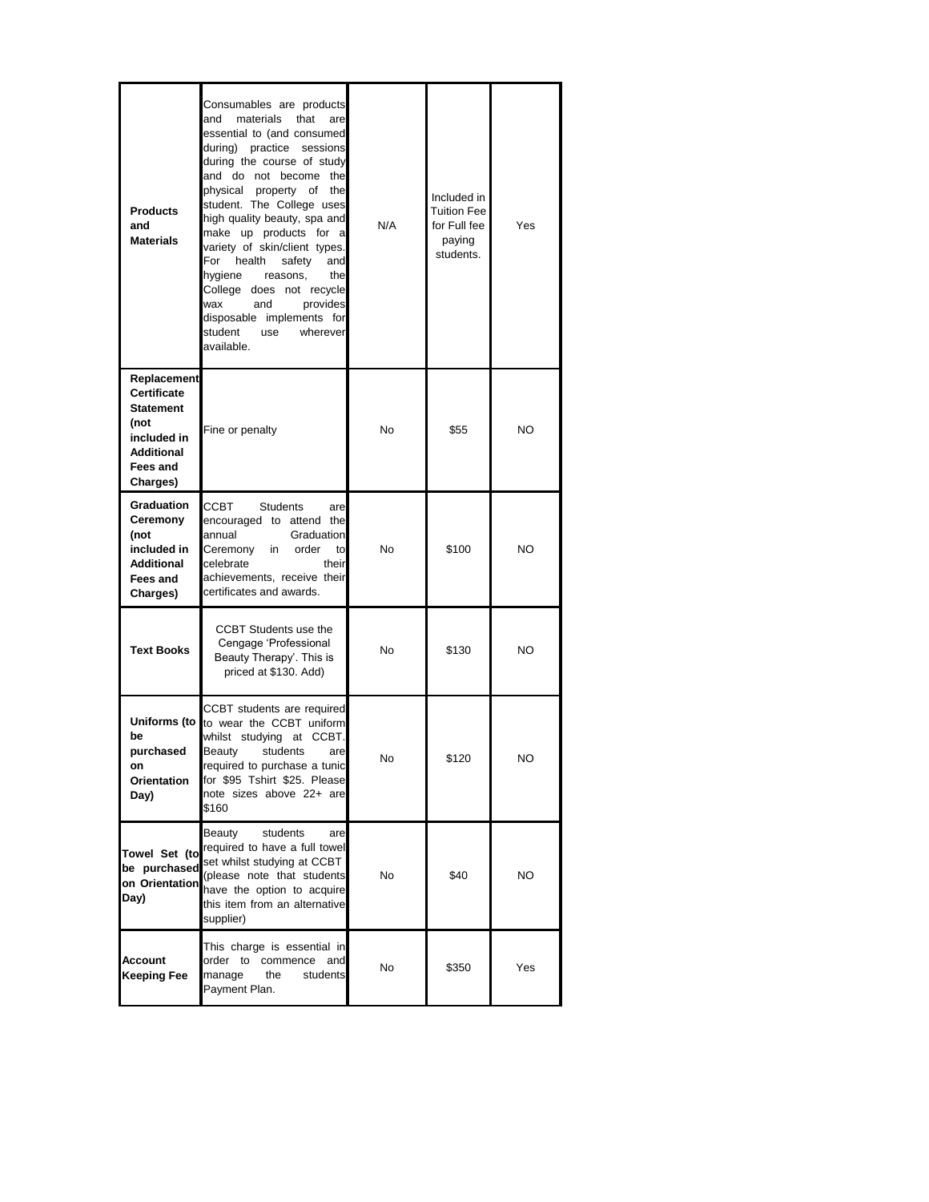| | | | | |
|---|---|---|---|---|
| **Products and Materials** | Consumables are products and materials that are essential to (and consumed during) practice sessions during the course of study and do not become the physical property of the student. The College uses high quality beauty, spa and make up products for a variety of skin/client types. For health safety and hygiene reasons, the College does not recycle wax and provides disposable implements for student use wherever available. | N/A | Included in Tuition Fee for Full fee paying students. | Yes |
| **Replacement Certificate Statement (not included in Additional Fees and Charges)** | Fine or penalty | No | $55 | NO |
| **Graduation Ceremony (not included in Additional Fees and Charges)** | CCBT Students are encouraged to attend the annual Graduation Ceremony in order to celebrate their achievements, receive their certificates and awards. | No | $100 | NO |
| **Text Books** | CCBT Students use the Cengage 'Professional Beauty Therapy'. This is priced at $130. Add) | No | $130 | NO |
| **Uniforms (to be purchased on Orientation Day)** | CCBT students are required to wear the CCBT uniform whilst studying at CCBT. Beauty students are required to purchase a tunic for $95 Tshirt $25. Please note sizes above 22+ are $160 | No | $120 | NO |
| **Towel Set (to be purchased on Orientation Day)** | Beauty students are required to have a full towel set whilst studying at CCBT (please note that students have the option to acquire this item from an alternative supplier) | No | $40 | NO |
| **Account Keeping Fee** | This charge is essential in order to commence and manage the students Payment Plan. | No | $350 | Yes |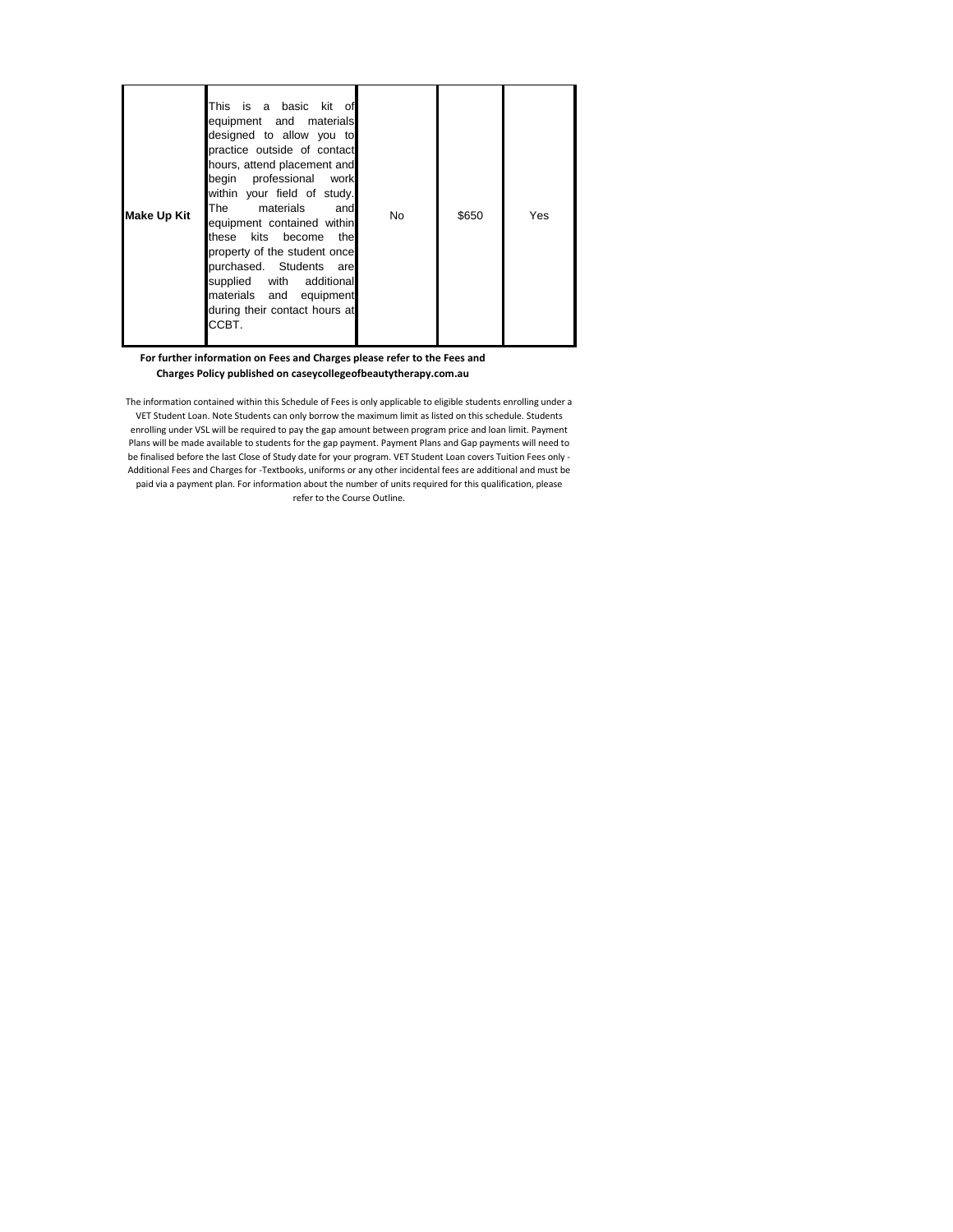| | | | | |
|---|---|---|---|---|
| **Make Up Kit** | This is a basic kit of equipment and materials designed to allow you to practice outside of contact hours, attend placement and begin professional work within your field of study. The materials and equipment contained within these kits become the property of the student once purchased. Students are supplied with additional materials and equipment during their contact hours at CCBT. | No | $650 | Yes |

**For further information on Fees and Charges please refer to the Fees and Charges Policy published on caseycollegeofbeautytherapy.com.au**

The information contained within this Schedule of Fees is only applicable to eligible students enrolling under a VET Student Loan. Note Students can only borrow the maximum limit as listed on this schedule. Students enrolling under VSL will be required to pay the gap amount between program price and loan limit. Payment Plans will be made available to students for the gap payment. Payment Plans and Gap payments will need to be finalised before the last Close of Study date for your program. VET Student Loan covers Tuition Fees only - Additional Fees and Charges for -Textbooks, uniforms or any other incidental fees are additional and must be paid via a payment plan. For information about the number of units required for this qualification, please refer to the Course Outline.